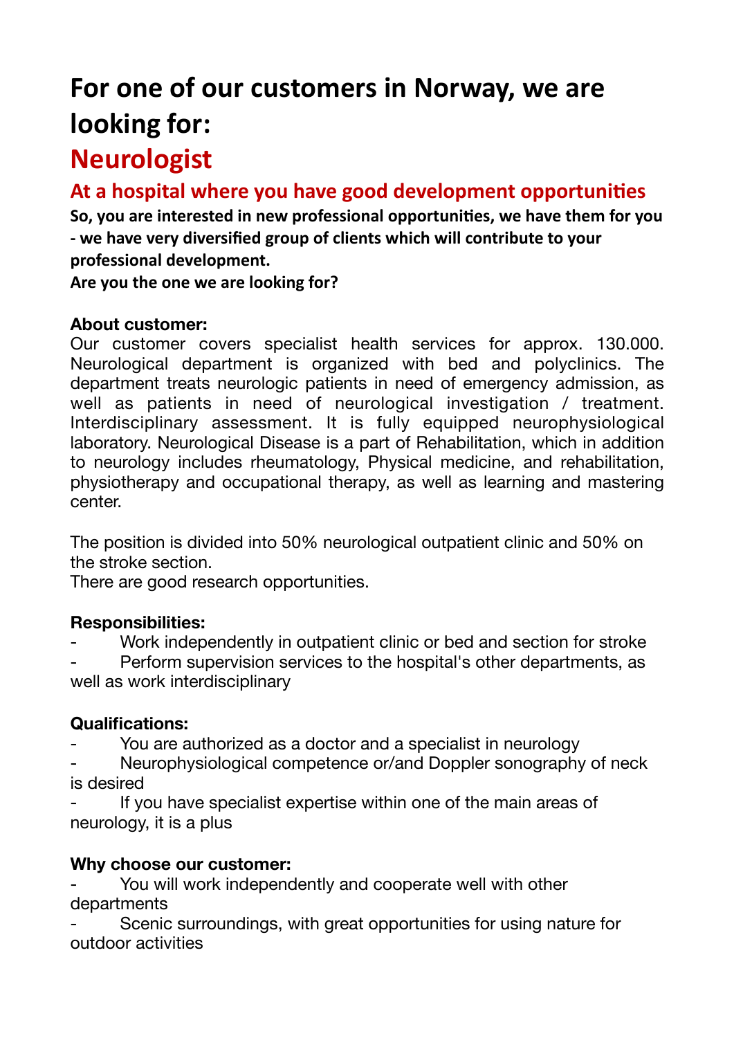# For one of our customers in Norway, we are looking for:

# Neurologist

## At a hospital where you have good development opportunities

**So, you are interested in new professional opportunities, we have them for you - we have very diversified group of clients which will contribute to your professional development.**

**Are you the one we are looking for?**

**About customer:**

Our customer covers specialist health services for approx. 130.000. Neurological department is organized with bed and polyclinics. The department treats neurologic patients in need of emergency admission, as well as patients in need of neurological investigation / treatment. Interdisciplinary assessment. It is fully equipped neurophysiological laboratory. Neurological Disease is a part of Rehabilitation, which in addition to neurology includes rheumatology, Physical medicine, and rehabilitation, physiotherapy and occupational therapy, as well as learning and mastering center.

The position is divided into 50% neurological outpatient clinic and 50% on the stroke section.

There are good research opportunities.

**Responsibilities:**

- Work independently in outpatient clinic or bed and section for stroke
- Perform supervision services to the hospital's other departments, as well as work interdisciplinary

**Qualifications:**

- You are authorized as a doctor and a specialist in neurology
- Neurophysiological competence or/and Doppler sonography of neck is desired
- If you have specialist expertise within one of the main areas of neurology, it is a plus

**Why choose our customer:**

- You will work independently and cooperate well with other departments
- Scenic surroundings, with great opportunities for using nature for outdoor activities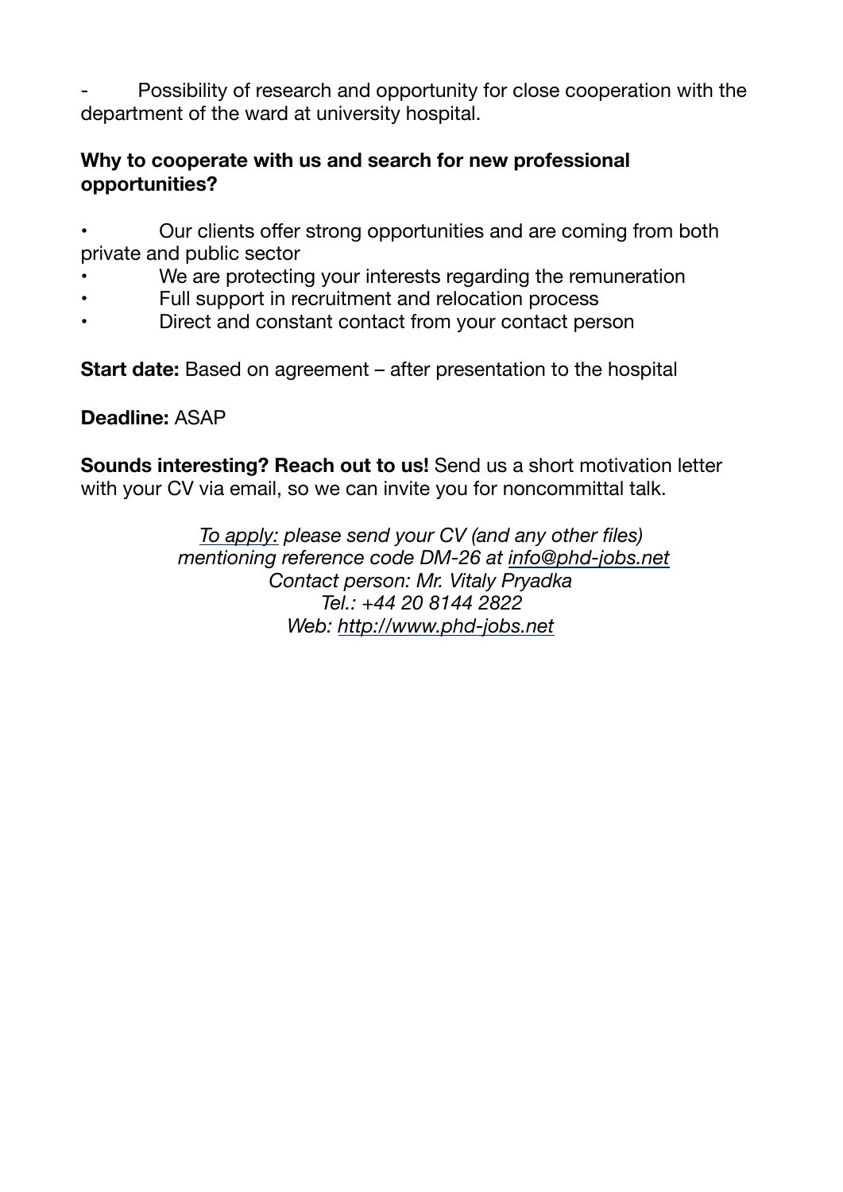- Possibility of research and opportunity for close cooperation with the department of the ward at university hospital.

**Why to cooperate with us and search for new professional opportunities?**

- Our clients offer strong opportunities and are coming from both private and public sector
- We are protecting your interests regarding the remuneration
- Full support in recruitment and relocation process
- Direct and constant contact from your contact person

**Start date:** Based on agreement – after presentation to the hospital

**Deadline:** ASAP

**Sounds interesting? Reach out to us!** Send us a short motivation letter with your CV via email, so we can invite you for noncommittal talk.

*To apply: please send your CV (and any other files) mentioning reference code DM-26 at info@phd-jobs.net*
*Contact person: Mr. Vitaly Pryadka*
*Tel.: +44 20 8144 2822*
*Web: http://www.phd-jobs.net*